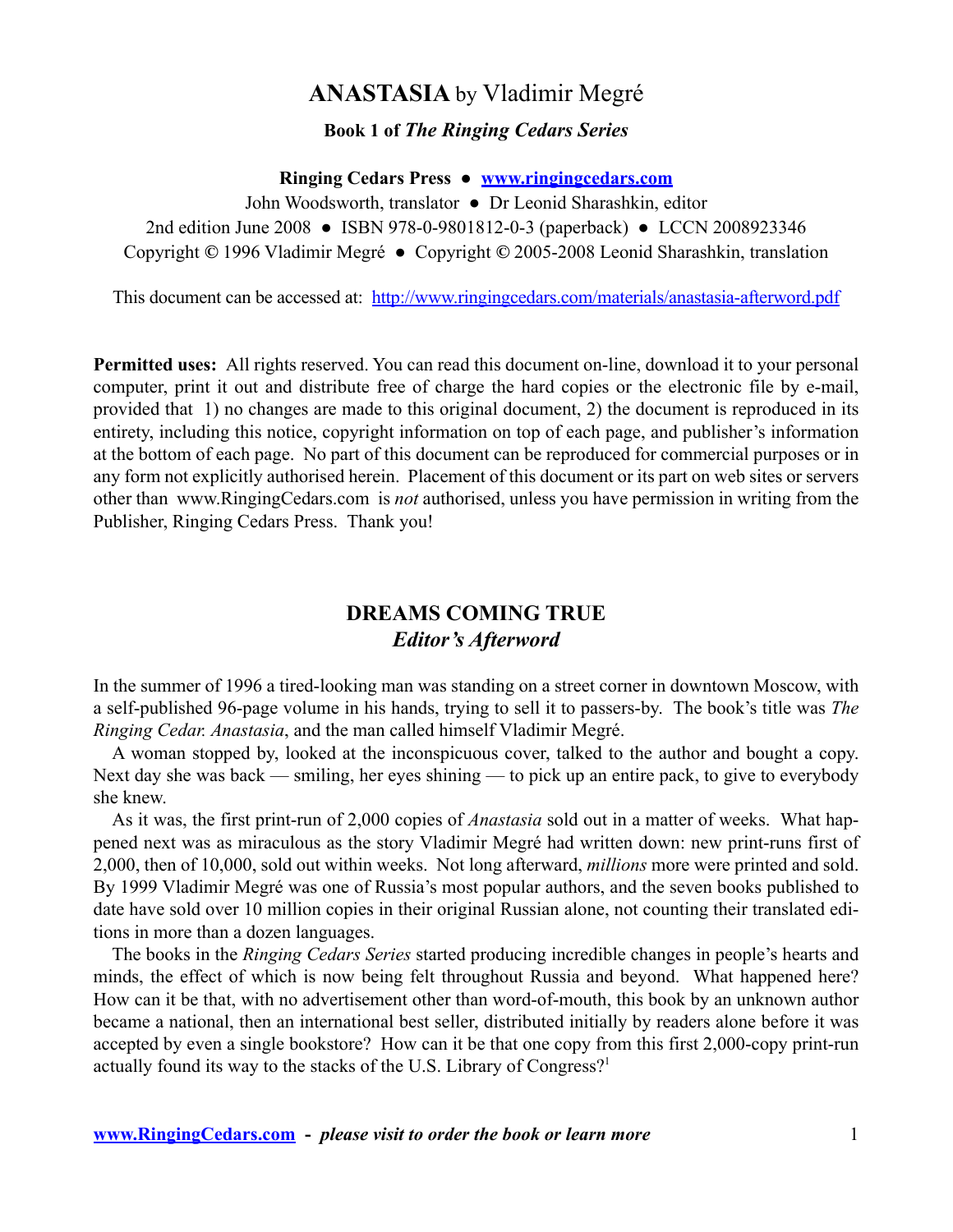# **ANASTASIA** by Vladimir Megré

**Book 1 of *The Ringing Cedars Series***

**Ringing Cedars Press ● [www.ringingcedars.com](http://www.ringingcedars.com)**

John Woodsworth, translator ● Dr Leonid Sharashkin, editor

2nd edition June 2008 ● ISBN 978-0-9801812-0-3 (paperback) ● LCCN 2008923346

Copyright © 1996 Vladimir Megré ● Copyright © 2005-2008 Leonid Sharashkin, translation

This document can be accessed at: http://www.ringingcedars.com/materials/anastasia-afterword.pdf

**Permitted uses:** All rights reserved. You can read this document on-line, download it to your personal computer, print it out and distribute free of charge the hard copies or the electronic file by e-mail, provided that 1) no changes are made to this original document, 2) the document is reproduced in its entirety, including this notice, copyright information on top of each page, and publisher's information at the bottom of each page. No part of this document can be reproduced for commercial purposes or in any form not explicitly authorised herein. Placement of this document or its part on web sites or servers other than www.RingingCedars.com is *not* authorised, unless you have permission in writing from the Publisher, Ringing Cedars Press. Thank you!

## DREAMS COMING TRUE
### *Editor's Afterword*

In the summer of 1996 a tired-looking man was standing on a street corner in downtown Moscow, with a self-published 96-page volume in his hands, trying to sell it to passers-by. The book's title was *The Ringing Cedar. Anastasia*, and the man called himself Vladimir Megré.

A woman stopped by, looked at the inconspicuous cover, talked to the author and bought a copy. Next day she was back — smiling, her eyes shining — to pick up an entire pack, to give to everybody she knew.

As it was, the first print-run of 2,000 copies of *Anastasia* sold out in a matter of weeks. What happened next was as miraculous as the story Vladimir Megré had written down: new print-runs first of 2,000, then of 10,000, sold out within weeks. Not long afterward, *millions* more were printed and sold. By 1999 Vladimir Megré was one of Russia's most popular authors, and the seven books published to date have sold over 10 million copies in their original Russian alone, not counting their translated editions in more than a dozen languages.

The books in the *Ringing Cedars Series* started producing incredible changes in people's hearts and minds, the effect of which is now being felt throughout Russia and beyond. What happened here? How can it be that, with no advertisement other than word-of-mouth, this book by an unknown author became a national, then an international best seller, distributed initially by readers alone before it was accepted by even a single bookstore? How can it be that one copy from this first 2,000-copy print-run actually found its way to the stacks of the U.S. Library of Congress?[1]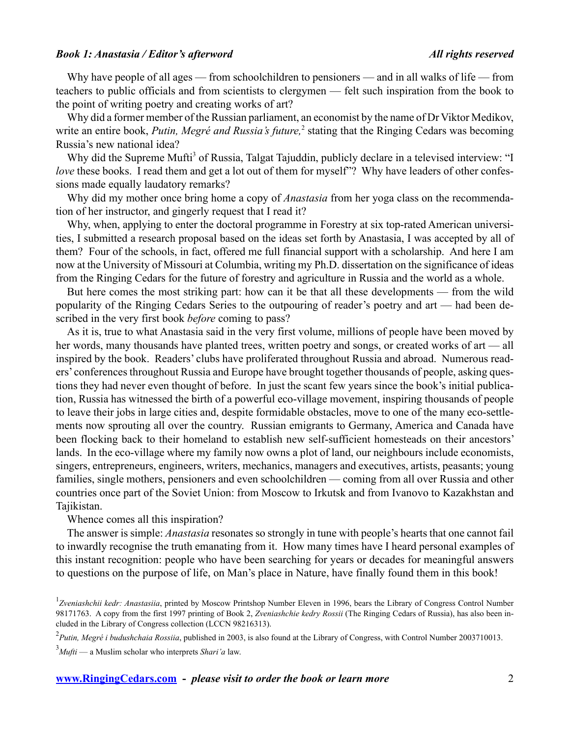Why have people of all ages — from schoolchildren to pensioners — and in all walks of life — from teachers to public officials and from scientists to clergymen — felt such inspiration from the book to the point of writing poetry and creating works of art?

Why did a former member of the Russian parliament, an economist by the name of Dr Viktor Medikov, write an entire book, *Putin, Megré and Russia's future,*[2] stating that the Ringing Cedars was becoming Russia's new national idea?

Why did the Supreme Mufti[3] of Russia, Talgat Tajuddin, publicly declare in a televised interview: "I *love* these books. I read them and get a lot out of them for myself"? Why have leaders of other confessions made equally laudatory remarks?

Why did my mother once bring home a copy of *Anastasia* from her yoga class on the recommendation of her instructor, and gingerly request that I read it?

Why, when, applying to enter the doctoral programme in Forestry at six top-rated American universities, I submitted a research proposal based on the ideas set forth by Anastasia, I was accepted by all of them? Four of the schools, in fact, offered me full financial support with a scholarship. And here I am now at the University of Missouri at Columbia, writing my Ph.D. dissertation on the significance of ideas from the Ringing Cedars for the future of forestry and agriculture in Russia and the world as a whole.

But here comes the most striking part: how can it be that all these developments — from the wild popularity of the Ringing Cedars Series to the outpouring of reader's poetry and art — had been described in the very first book *before* coming to pass?

As it is, true to what Anastasia said in the very first volume, millions of people have been moved by her words, many thousands have planted trees, written poetry and songs, or created works of art — all inspired by the book. Readers' clubs have proliferated throughout Russia and abroad. Numerous readers' conferences throughout Russia and Europe have brought together thousands of people, asking questions they had never even thought of before. In just the scant few years since the book's initial publication, Russia has witnessed the birth of a powerful eco-village movement, inspiring thousands of people to leave their jobs in large cities and, despite formidable obstacles, move to one of the many eco-settlements now sprouting all over the country. Russian emigrants to Germany, America and Canada have been flocking back to their homeland to establish new self-sufficient homesteads on their ancestors' lands. In the eco-village where my family now owns a plot of land, our neighbours include economists, singers, entrepreneurs, engineers, writers, mechanics, managers and executives, artists, peasants; young families, single mothers, pensioners and even schoolchildren — coming from all over Russia and other countries once part of the Soviet Union: from Moscow to Irkutsk and from Ivanovo to Kazakhstan and Tajikistan.

Whence comes all this inspiration?

The answer is simple: *Anastasia* resonates so strongly in tune with people's hearts that one cannot fail to inwardly recognise the truth emanating from it. How many times have I heard personal examples of this instant recognition: people who have been searching for years or decades for meaningful answers to questions on the purpose of life, on Man's place in Nature, have finally found them in this book!

---

[1] *Zveniashchii kedr: Anastasiia*, printed by Moscow Printshop Number Eleven in 1996, bears the Library of Congress Control Number 98171763. A copy from the first 1997 printing of Book 2, *Zveniashchie kedry Rossii* (The Ringing Cedars of Russia), has also been included in the Library of Congress collection (LCCN 98216313).

[2] *Putin, Megré i budushchaia Rossiia*, published in 2003, is also found at the Library of Congress, with Control Number 2003710013.

[3] *Mufti* — a Muslim scholar who interprets *Shari'a* law.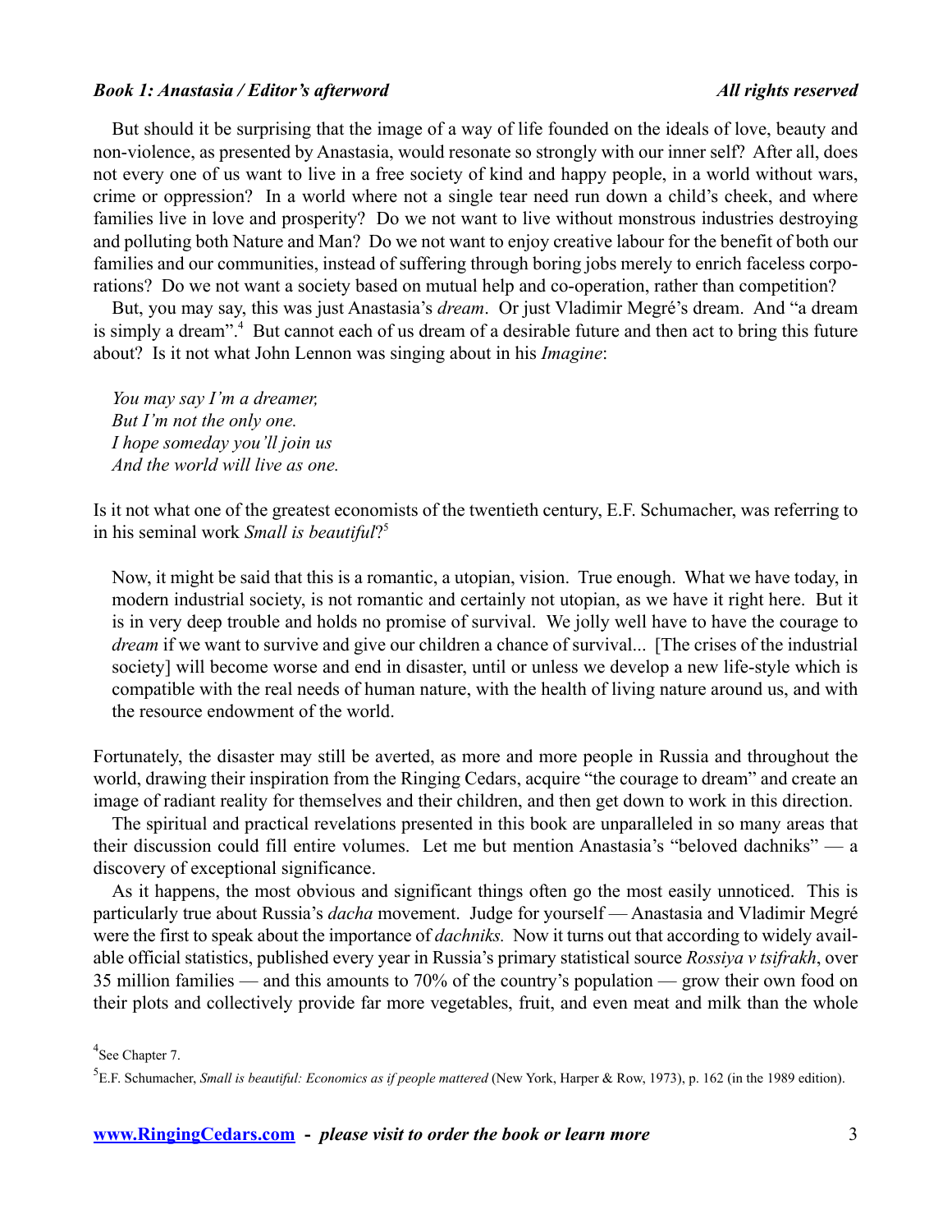But should it be surprising that the image of a way of life founded on the ideals of love, beauty and non-violence, as presented by Anastasia, would resonate so strongly with our inner self? After all, does not every one of us want to live in a free society of kind and happy people, in a world without wars, crime or oppression? In a world where not a single tear need run down a child's cheek, and where families live in love and prosperity? Do we not want to live without monstrous industries destroying and polluting both Nature and Man? Do we not want to enjoy creative labour for the benefit of both our families and our communities, instead of suffering through boring jobs merely to enrich faceless corporations? Do we not want a society based on mutual help and co-operation, rather than competition?

But, you may say, this was just Anastasia's *dream*. Or just Vladimir Megré's dream. And "a dream is simply a dream".[4] But cannot each of us dream of a desirable future and then act to bring this future about? Is it not what John Lennon was singing about in his *Imagine*:

> *You may say I'm a dreamer,*
> *But I'm not the only one.*
> *I hope someday you'll join us*
> *And the world will live as one.*

Is it not what one of the greatest economists of the twentieth century, E.F. Schumacher, was referring to in his seminal work *Small is beautiful*?[5]

> Now, it might be said that this is a romantic, a utopian, vision. True enough. What we have today, in modern industrial society, is not romantic and certainly not utopian, as we have it right here. But it is in very deep trouble and holds no promise of survival. We jolly well have to have the courage to *dream* if we want to survive and give our children a chance of survival... [The crises of the industrial society] will become worse and end in disaster, until or unless we develop a new life-style which is compatible with the real needs of human nature, with the health of living nature around us, and with the resource endowment of the world.

Fortunately, the disaster may still be averted, as more and more people in Russia and throughout the world, drawing their inspiration from the Ringing Cedars, acquire "the courage to dream" and create an image of radiant reality for themselves and their children, and then get down to work in this direction.

The spiritual and practical revelations presented in this book are unparalleled in so many areas that their discussion could fill entire volumes. Let me but mention Anastasia's "beloved dachniks" — a discovery of exceptional significance.

As it happens, the most obvious and significant things often go the most easily unnoticed. This is particularly true about Russia's *dacha* movement. Judge for yourself — Anastasia and Vladimir Megré were the first to speak about the importance of *dachniks.* Now it turns out that according to widely available official statistics, published every year in Russia's primary statistical source *Rossiya v tsifrakh*, over 35 million families — and this amounts to 70% of the country's population — grow their own food on their plots and collectively provide far more vegetables, fruit, and even meat and milk than the whole

[4] See Chapter 7.

[5] E.F. Schumacher, *Small is beautiful: Economics as if people mattered* (New York, Harper & Row, 1973), p. 162 (in the 1989 edition).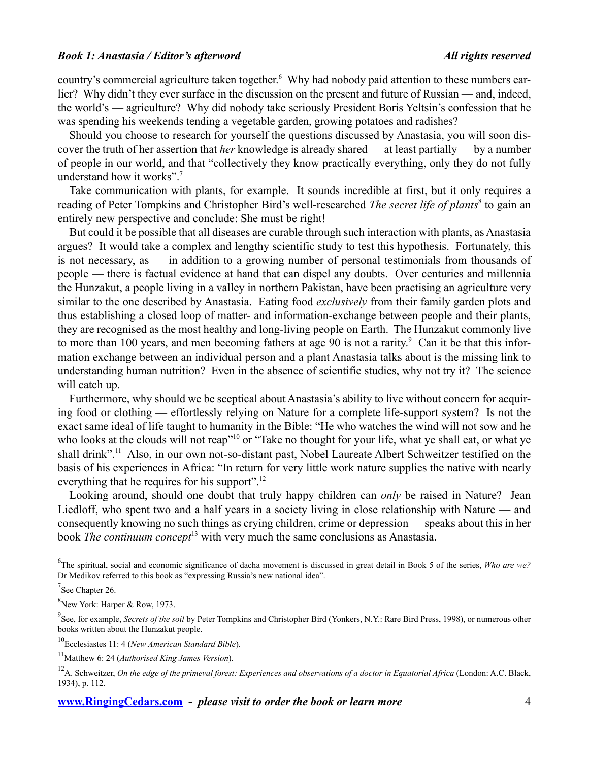country's commercial agriculture taken together.[6] Why had nobody paid attention to these numbers earlier? Why didn't they ever surface in the discussion on the present and future of Russian — and, indeed, the world's — agriculture? Why did nobody take seriously President Boris Yeltsin's confession that he was spending his weekends tending a vegetable garden, growing potatoes and radishes?

Should you choose to research for yourself the questions discussed by Anastasia, you will soon discover the truth of her assertion that *her* knowledge is already shared — at least partially — by a number of people in our world, and that "collectively they know practically everything, only they do not fully understand how it works".[7]

Take communication with plants, for example. It sounds incredible at first, but it only requires a reading of Peter Tompkins and Christopher Bird's well-researched *The secret life of plants*[8] to gain an entirely new perspective and conclude: She must be right!

But could it be possible that all diseases are curable through such interaction with plants, as Anastasia argues? It would take a complex and lengthy scientific study to test this hypothesis. Fortunately, this is not necessary, as — in addition to a growing number of personal testimonials from thousands of people — there is factual evidence at hand that can dispel any doubts. Over centuries and millennia the Hunzakut, a people living in a valley in northern Pakistan, have been practising an agriculture very similar to the one described by Anastasia. Eating food *exclusively* from their family garden plots and thus establishing a closed loop of matter- and information-exchange between people and their plants, they are recognised as the most healthy and long-living people on Earth. The Hunzakut commonly live to more than 100 years, and men becoming fathers at age 90 is not a rarity.[9] Can it be that this information exchange between an individual person and a plant Anastasia talks about is the missing link to understanding human nutrition? Even in the absence of scientific studies, why not try it? The science will catch up.

Furthermore, why should we be sceptical about Anastasia's ability to live without concern for acquiring food or clothing — effortlessly relying on Nature for a complete life-support system? Is not the exact same ideal of life taught to humanity in the Bible: "He who watches the wind will not sow and he who looks at the clouds will not reap"[10] or "Take no thought for your life, what ye shall eat, or what ye shall drink".[11] Also, in our own not-so-distant past, Nobel Laureate Albert Schweitzer testified on the basis of his experiences in Africa: "In return for very little work nature supplies the native with nearly everything that he requires for his support".[12]

Looking around, should one doubt that truly happy children can *only* be raised in Nature? Jean Liedloff, who spent two and a half years in a society living in close relationship with Nature — and consequently knowing no such things as crying children, crime or depression — speaks about this in her book *The continuum concept*[13] with very much the same conclusions as Anastasia.

[6] The spiritual, social and economic significance of dacha movement is discussed in great detail in Book 5 of the series, *Who are we?* Dr Medikov referred to this book as "expressing Russia's new national idea".

[7] See Chapter 26.

[8] New York: Harper & Row, 1973.

[9] See, for example, *Secrets of the soil* by Peter Tompkins and Christopher Bird (Yonkers, N.Y.: Rare Bird Press, 1998), or numerous other books written about the Hunzakut people.

[10] Ecclesiastes 11: 4 (*New American Standard Bible*).

[11] Matthew 6: 24 (*Authorised King James Version*).

[12] A. Schweitzer, *On the edge of the primeval forest: Experiences and observations of a doctor in Equatorial Africa* (London: A.C. Black, 1934), p. 112.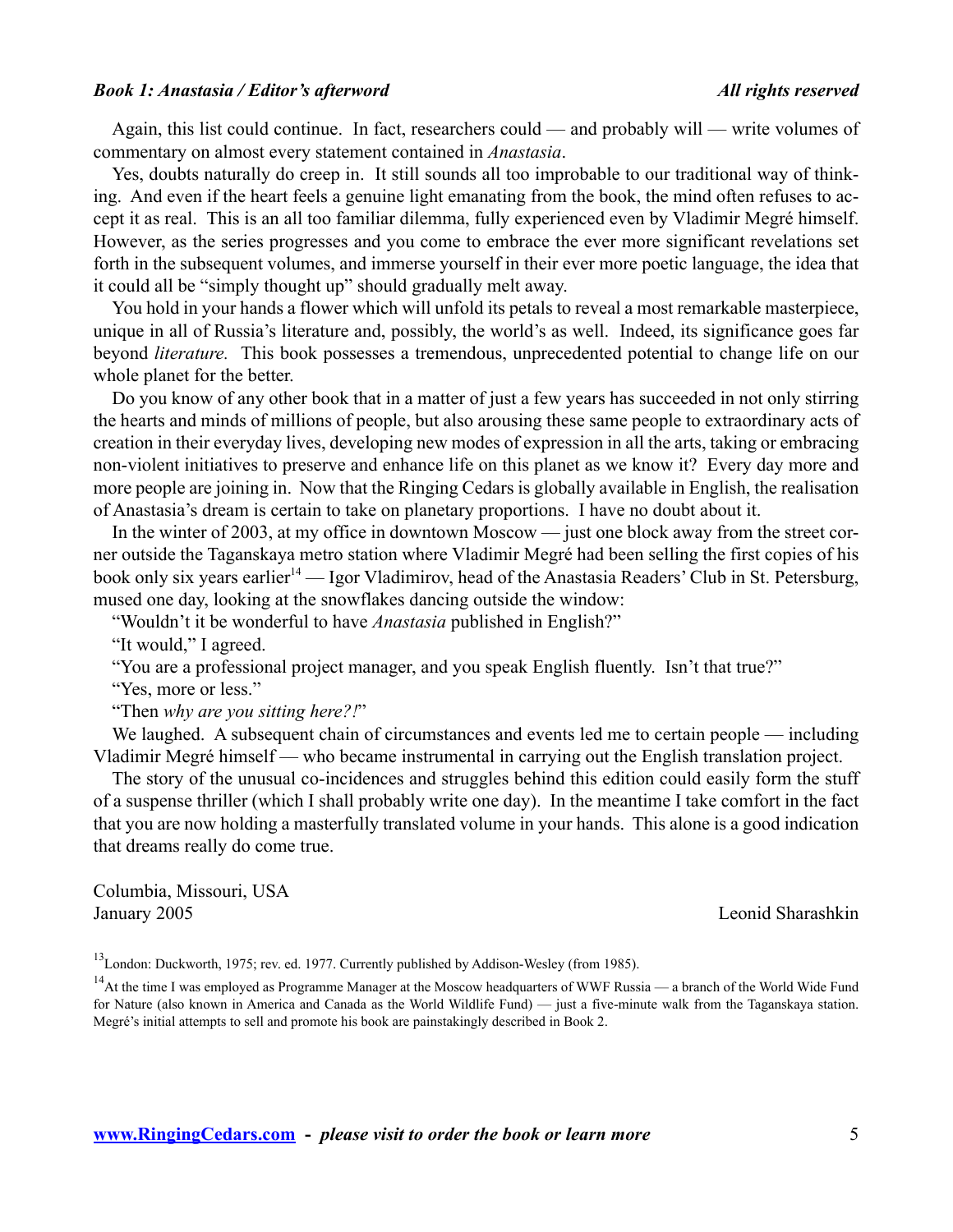Again, this list could continue. In fact, researchers could — and probably will — write volumes of commentary on almost every statement contained in *Anastasia*.

Yes, doubts naturally do creep in. It still sounds all too improbable to our traditional way of thinking. And even if the heart feels a genuine light emanating from the book, the mind often refuses to accept it as real. This is an all too familiar dilemma, fully experienced even by Vladimir Megré himself. However, as the series progresses and you come to embrace the ever more significant revelations set forth in the subsequent volumes, and immerse yourself in their ever more poetic language, the idea that it could all be "simply thought up" should gradually melt away.

You hold in your hands a flower which will unfold its petals to reveal a most remarkable masterpiece, unique in all of Russia's literature and, possibly, the world's as well. Indeed, its significance goes far beyond *literature.* This book possesses a tremendous, unprecedented potential to change life on our whole planet for the better.

Do you know of any other book that in a matter of just a few years has succeeded in not only stirring the hearts and minds of millions of people, but also arousing these same people to extraordinary acts of creation in their everyday lives, developing new modes of expression in all the arts, taking or embracing non-violent initiatives to preserve and enhance life on this planet as we know it? Every day more and more people are joining in. Now that the Ringing Cedars is globally available in English, the realisation of Anastasia's dream is certain to take on planetary proportions. I have no doubt about it.

In the winter of 2003, at my office in downtown Moscow — just one block away from the street corner outside the Taganskaya metro station where Vladimir Megré had been selling the first copies of his book only six years earlier[14] — Igor Vladimirov, head of the Anastasia Readers' Club in St. Petersburg, mused one day, looking at the snowflakes dancing outside the window:

"Wouldn't it be wonderful to have *Anastasia* published in English?"

"It would," I agreed.

"You are a professional project manager, and you speak English fluently. Isn't that true?"

"Yes, more or less."

"Then *why are you sitting here?!*"

We laughed. A subsequent chain of circumstances and events led me to certain people — including Vladimir Megré himself — who became instrumental in carrying out the English translation project.

The story of the unusual co-incidences and struggles behind this edition could easily form the stuff of a suspense thriller (which I shall probably write one day). In the meantime I take comfort in the fact that you are now holding a masterfully translated volume in your hands. This alone is a good indication that dreams really do come true.

Columbia, Missouri, USA
January 2005

Leonid Sharashkin

[13] London: Duckworth, 1975; rev. ed. 1977. Currently published by Addison-Wesley (from 1985).

[14] At the time I was employed as Programme Manager at the Moscow headquarters of WWF Russia — a branch of the World Wide Fund for Nature (also known in America and Canada as the World Wildlife Fund) — just a five-minute walk from the Taganskaya station. Megré's initial attempts to sell and promote his book are painstakingly described in Book 2.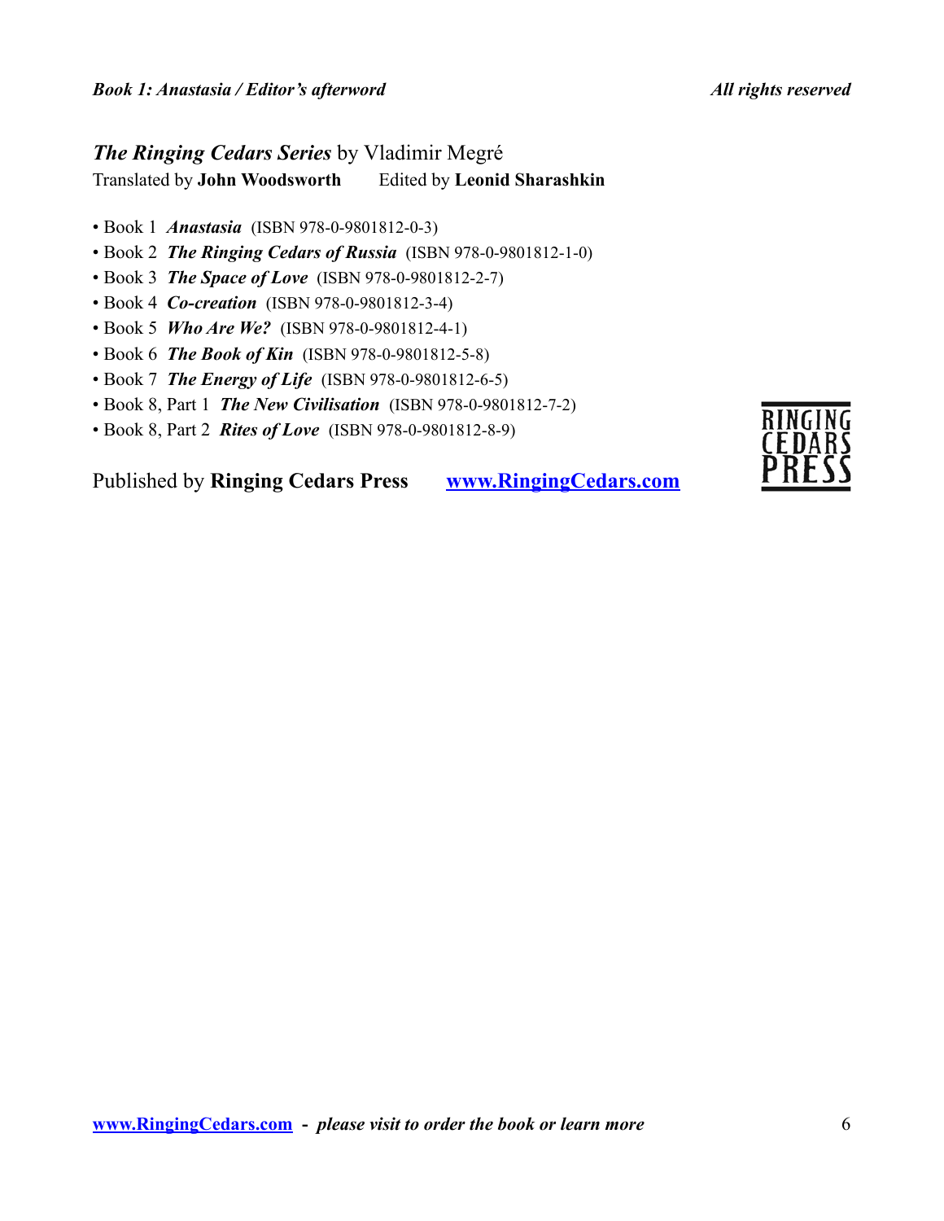***The Ringing Cedars Series*** by Vladimir Megré
Translated by **John Woodsworth** Edited by **Leonid Sharashkin**

- Book 1 ***Anastasia*** (ISBN 978-0-9801812-0-3)
- Book 2 ***The Ringing Cedars of Russia*** (ISBN 978-0-9801812-1-0)
- Book 3 ***The Space of Love*** (ISBN 978-0-9801812-2-7)
- Book 4 ***Co-creation*** (ISBN 978-0-9801812-3-4)
- Book 5 ***Who Are We?*** (ISBN 978-0-9801812-4-1)
- Book 6 ***The Book of Kin*** (ISBN 978-0-9801812-5-8)
- Book 7 ***The Energy of Life*** (ISBN 978-0-9801812-6-5)
- Book 8, Part 1 ***The New Civilisation*** (ISBN 978-0-9801812-7-2)
- Book 8, Part 2 ***Rites of Love*** (ISBN 978-0-9801812-8-9)

Published by **Ringing Cedars Press** [www.RingingCedars.com](http://www.RingingCedars.com)

RINGING CEDARS PRESS